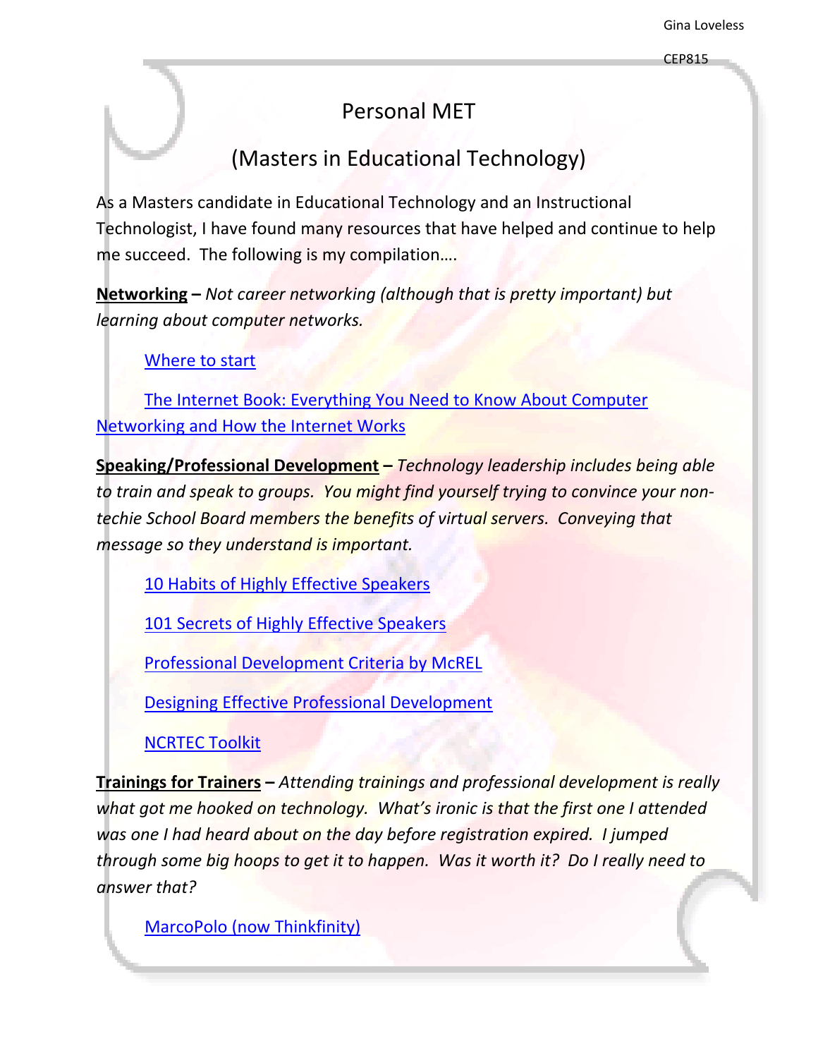Gina Loveless

CEP815

# Personal MET

## (Masters in Educational Technology)

As a Masters candidate in Educational Technology and an Instructional Technologist, I have found many resources that have helped and continue to help me succeed. The following is my compilation….

**Networking** – *Not career networking (although that is pretty important) but learning about computer networks.*

Where to start

The Internet Book: Everything You Need to Know About Computer Networking and How the Internet Works

**Speaking/Professional Development** – *Technology leadership includes being able to train and speak to groups. You might find yourself trying to convince your non-techie School Board members the benefits of virtual servers. Conveying that message so they understand is important.*

10 Habits of Highly Effective Speakers

101 Secrets of Highly Effective Speakers

Professional Development Criteria by McREL

Designing Effective Professional Development

NCRTEC Toolkit

**Trainings for Trainers** – *Attending trainings and professional development is really what got me hooked on technology. What's ironic is that the first one I attended was one I had heard about on the day before registration expired. I jumped through some big hoops to get it to happen. Was it worth it? Do I really need to answer that?*

MarcoPolo (now Thinkfinity)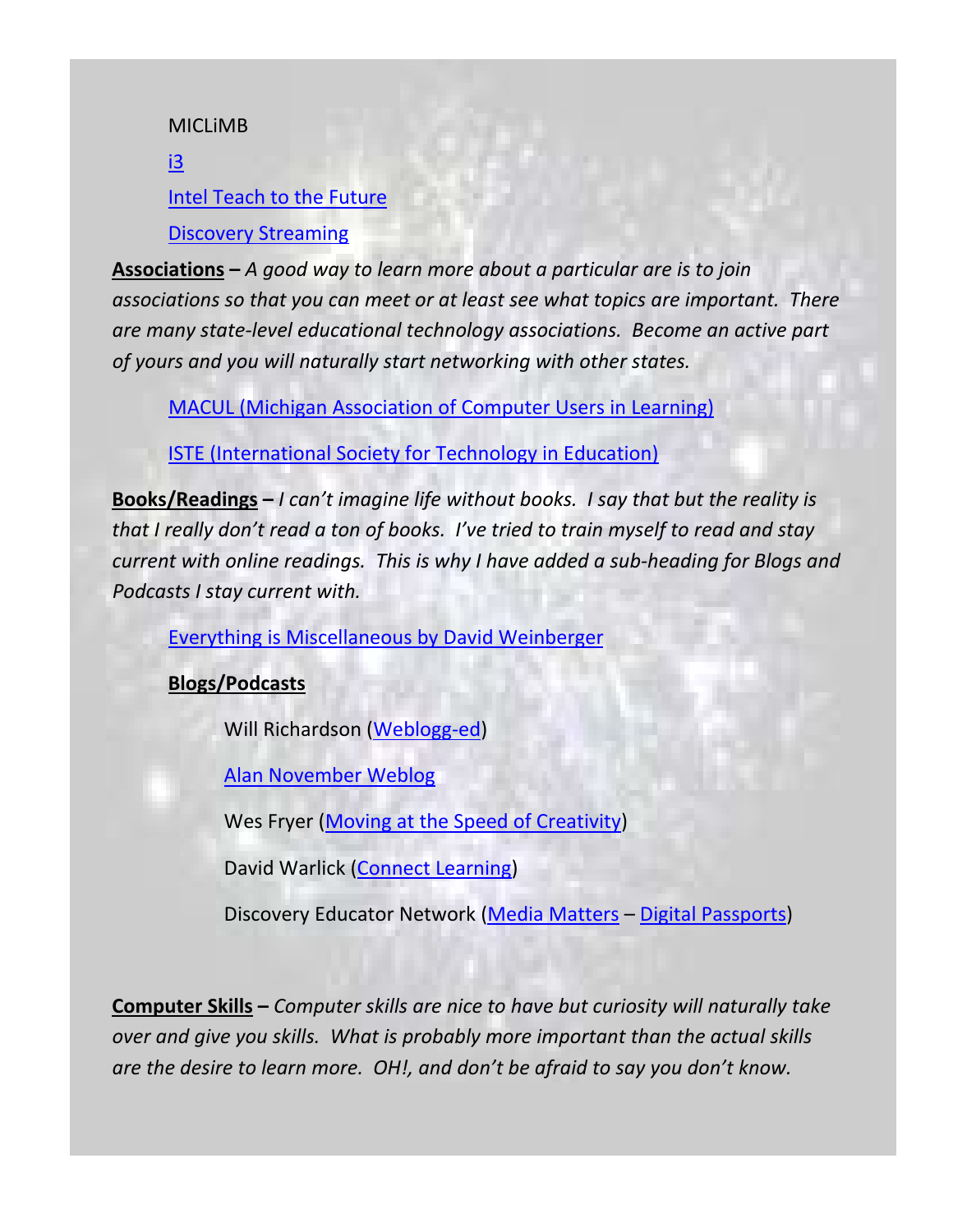MICLiMB

i3

Intel Teach to the Future

Discovery Streaming

**Associations** – *A good way to learn more about a particular are is to join associations so that you can meet or at least see what topics are important. There are many state-level educational technology associations. Become an active part of yours and you will naturally start networking with other states.*

MACUL (Michigan Association of Computer Users in Learning)

ISTE (International Society for Technology in Education)

**Books/Readings** – *I can't imagine life without books. I say that but the reality is that I really don't read a ton of books. I've tried to train myself to read and stay current with online readings. This is why I have added a sub-heading for Blogs and Podcasts I stay current with.*

Everything is Miscellaneous by David Weinberger

**Blogs/Podcasts**

Will Richardson (Weblogg-ed)

Alan November Weblog

Wes Fryer (Moving at the Speed of Creativity)

David Warlick (Connect Learning)

Discovery Educator Network (Media Matters – Digital Passports)

**Computer Skills** – *Computer skills are nice to have but curiosity will naturally take over and give you skills. What is probably more important than the actual skills are the desire to learn more. OH!, and don't be afraid to say you don't know.*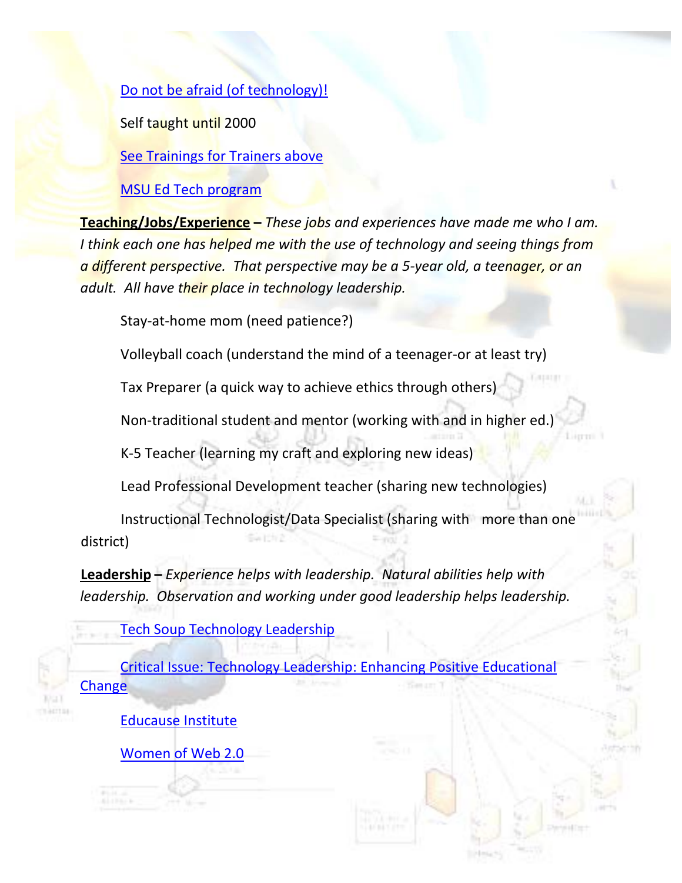Do not be afraid (of technology)!

Self taught until 2000

See Trainings for Trainers above

MSU Ed Tech program

**Teaching/Jobs/Experience** – *These jobs and experiences have made me who I am. I think each one has helped me with the use of technology and seeing things from a different perspective. That perspective may be a 5-year old, a teenager, or an adult. All have their place in technology leadership.*

Stay-at-home mom (need patience?)

Volleyball coach (understand the mind of a teenager-or at least try)

Tax Preparer (a quick way to achieve ethics through others)

Non-traditional student and mentor (working with and in higher ed.)

K-5 Teacher (learning my craft and exploring new ideas)

Lead Professional Development teacher (sharing new technologies)

Instructional Technologist/Data Specialist (sharing with more than one district)

**Leadership** – *Experience helps with leadership. Natural abilities help with leadership. Observation and working under good leadership helps leadership.*

Tech Soup Technology Leadership

Critical Issue: Technology Leadership: Enhancing Positive Educational Change

Educause Institute

Women of Web 2.0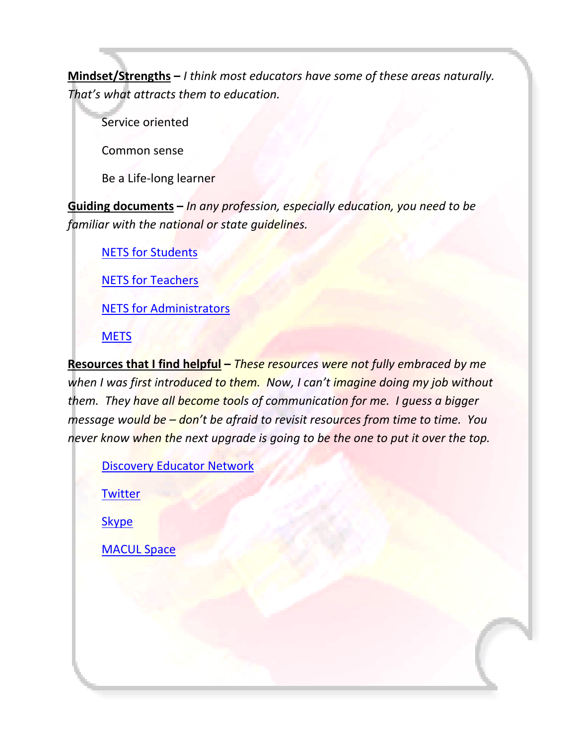**Mindset/Strengths** – *I think most educators have some of these areas naturally. That's what attracts them to education.*

Service oriented

Common sense

Be a Life-long learner

**Guiding documents** – *In any profession, especially education, you need to be familiar with the national or state guidelines.*

NETS for Students

NETS for Teachers

NETS for Administrators

METS

**Resources that I find helpful** – *These resources were not fully embraced by me when I was first introduced to them. Now, I can't imagine doing my job without them. They have all become tools of communication for me. I guess a bigger message would be – don't be afraid to revisit resources from time to time. You never know when the next upgrade is going to be the one to put it over the top.*

Discovery Educator Network

Twitter

Skype

MACUL Space